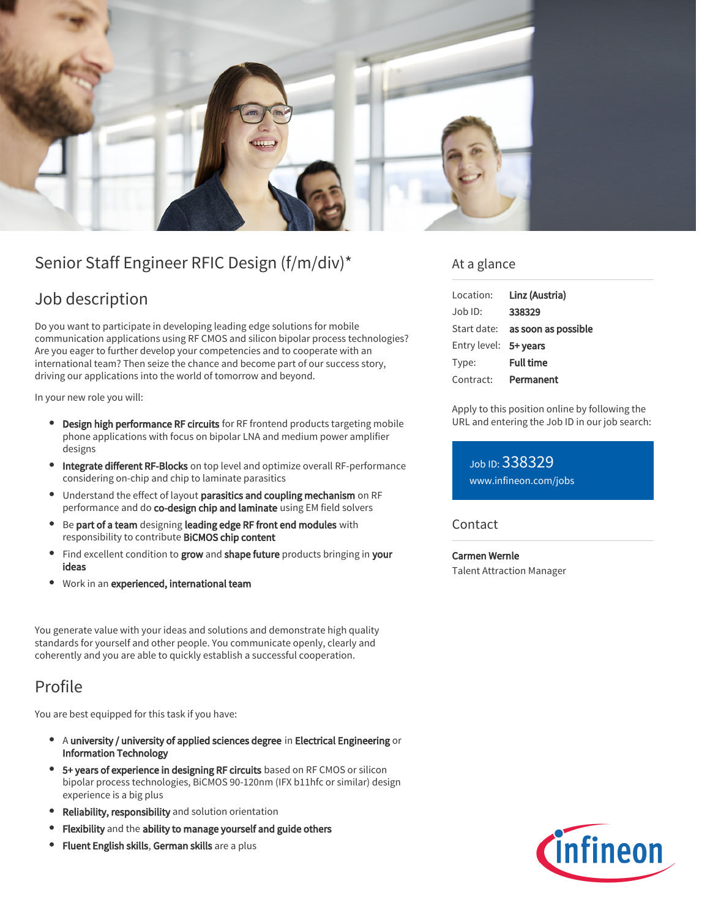# Senior Staff Engineer RFIC Design (f/m/div)*

## Job description

Do you want to participate in developing leading edge solutions for mobile communication applications using RF CMOS and silicon bipolar process technologies? Are you eager to further develop your competencies and to cooperate with an international team? Then seize the chance and become part of our success story, driving our applications into the world of tomorrow and beyond.

In your new role you will:

- **Design high performance RF circuits** for RF frontend products targeting mobile phone applications with focus on bipolar LNA and medium power amplifier designs
- **Integrate different RF-Blocks** on top level and optimize overall RF-performance considering on-chip and chip to laminate parasitics
- Understand the effect of layout **parasitics and coupling mechanism** on RF performance and do **co-design chip and laminate** using EM field solvers
- Be **part of a team** designing **leading edge RF front end modules** with responsibility to contribute **BiCMOS chip content**
- Find excellent condition to **grow** and **shape future** products bringing in **your ideas**
- Work in an **experienced, international team**

You generate value with your ideas and solutions and demonstrate high quality standards for yourself and other people. You communicate openly, clearly and coherently and you are able to quickly establish a successful cooperation.

## Profile

You are best equipped for this task if you have:

- A **university / university of applied sciences degree** in **Electrical Engineering** or **Information Technology**
- **5+ years of experience in designing RF circuits** based on RF CMOS or silicon bipolar process technologies, BiCMOS 90-120nm (IFX b11hfc or similar) design experience is a big plus
- **Reliability, responsibility** and solution orientation
- **Flexibility** and the **ability to manage yourself and guide others**
- **Fluent English skills**, **German skills** are a plus

## At a glance

| | |
|---|---|
| Location: | **Linz (Austria)** |
| Job ID: | **338329** |
| Start date: | **as soon as possible** |
| Entry level: | **5+ years** |
| Type: | **Full time** |
| Contract: | **Permanent** |

Apply to this position online by following the URL and entering the Job ID in our job search:

Job ID: 338329
www.infineon.com/jobs

## Contact

**Carmen Wernle**
Talent Attraction Manager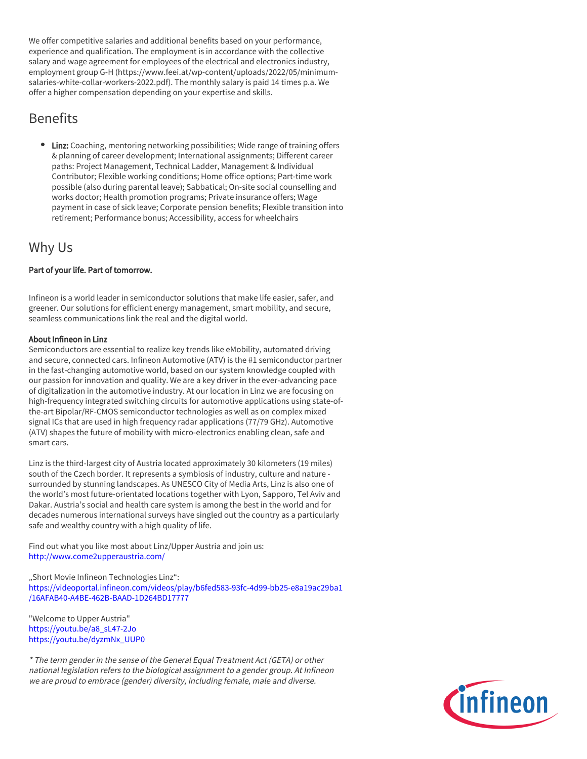We offer competitive salaries and additional benefits based on your performance, experience and qualification. The employment is in accordance with the collective salary and wage agreement for employees of the electrical and electronics industry, employment group G-H (https://www.feei.at/wp-content/uploads/2022/05/minimum-salaries-white-collar-workers-2022.pdf). The monthly salary is paid 14 times p.a. We offer a higher compensation depending on your expertise and skills.

## Benefits

- **Linz:** Coaching, mentoring networking possibilities; Wide range of training offers & planning of career development; International assignments; Different career paths: Project Management, Technical Ladder, Management & Individual Contributor; Flexible working conditions; Home office options; Part-time work possible (also during parental leave); Sabbatical; On-site social counselling and works doctor; Health promotion programs; Private insurance offers; Wage payment in case of sick leave; Corporate pension benefits; Flexible transition into retirement; Performance bonus; Accessibility, access for wheelchairs

## Why Us

**Part of your life. Part of tomorrow.**

Infineon is a world leader in semiconductor solutions that make life easier, safer, and greener. Our solutions for efficient energy management, smart mobility, and secure, seamless communications link the real and the digital world.

**About Infineon in Linz**
Semiconductors are essential to realize key trends like eMobility, automated driving and secure, connected cars. Infineon Automotive (ATV) is the #1 semiconductor partner in the fast-changing automotive world, based on our system knowledge coupled with our passion for innovation and quality. We are a key driver in the ever-advancing pace of digitalization in the automotive industry. At our location in Linz we are focusing on high-frequency integrated switching circuits for automotive applications using state-of-the-art Bipolar/RF-CMOS semiconductor technologies as well as on complex mixed signal ICs that are used in high frequency radar applications (77/79 GHz). Automotive (ATV) shapes the future of mobility with micro-electronics enabling clean, safe and smart cars.

Linz is the third-largest city of Austria located approximately 30 kilometers (19 miles) south of the Czech border. It represents a symbiosis of industry, culture and nature - surrounded by stunning landscapes. As UNESCO City of Media Arts, Linz is also one of the world's most future-orientated locations together with Lyon, Sapporo, Tel Aviv and Dakar. Austria's social and health care system is among the best in the world and for decades numerous international surveys have singled out the country as a particularly safe and wealthy country with a high quality of life.

Find out what you like most about Linz/Upper Austria and join us:
http://www.come2upperaustria.com/

„Short Movie Infineon Technologies Linz":
https://videoportal.infineon.com/videos/play/b6fed583-93fc-4d99-bb25-e8a19ac29ba1/16AFAB40-A4BE-462B-BAAD-1D264BD17777

"Welcome to Upper Austria"
https://youtu.be/a8_sL47-2Jo
https://youtu.be/dyzmNx_UUP0

*\* The term gender in the sense of the General Equal Treatment Act (GETA) or other national legislation refers to the biological assignment to a gender group. At Infineon we are proud to embrace (gender) diversity, including female, male and diverse.*